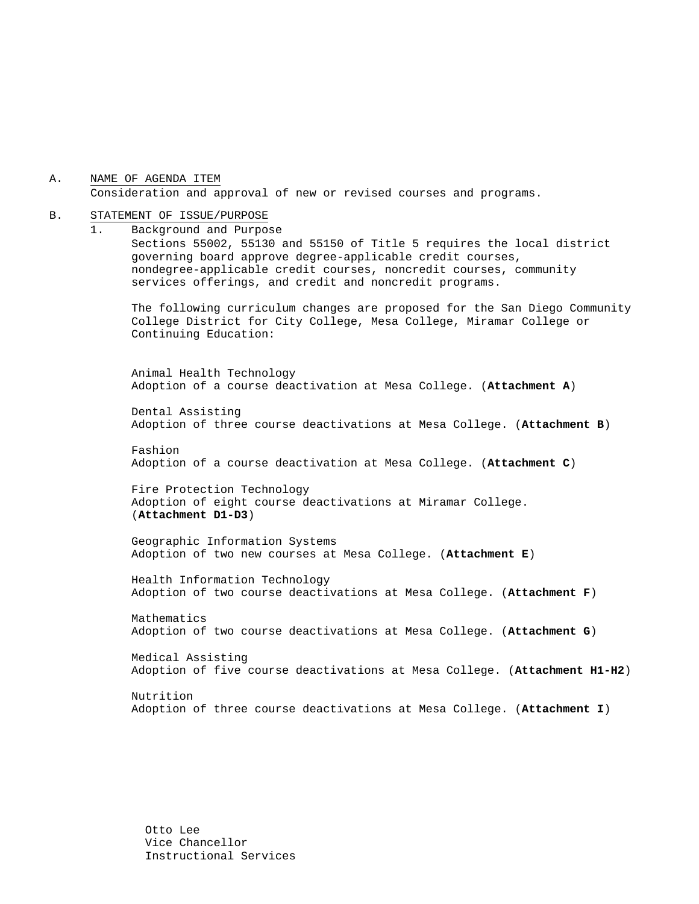A. <u>NAME OF AGENDA ITEM</u>

Consideration and approval of new or revised courses and programs.

B. <u>STATEMENT OF ISSUE/PURPOSE</u>

1. Background and Purpose

Sections 55002, 55130 and 55150 of Title 5 requires the local district governing board approve degree-applicable credit courses, nondegree-applicable credit courses, noncredit courses, community services offerings, and credit and noncredit programs.

The following curriculum changes are proposed for the San Diego Community College District for City College, Mesa College, Miramar College or Continuing Education:

Animal Health Technology
Adoption of a course deactivation at Mesa College. (**Attachment A**)

Dental Assisting
Adoption of three course deactivations at Mesa College. (**Attachment B**)

Fashion
Adoption of a course deactivation at Mesa College. (**Attachment C**)

Fire Protection Technology
Adoption of eight course deactivations at Miramar College. (**Attachment D1-D3**)

Geographic Information Systems
Adoption of two new courses at Mesa College. (**Attachment E**)

Health Information Technology
Adoption of two course deactivations at Mesa College. (**Attachment F**)

Mathematics
Adoption of two course deactivations at Mesa College. (**Attachment G**)

Medical Assisting
Adoption of five course deactivations at Mesa College. (**Attachment H1-H2**)

Nutrition
Adoption of three course deactivations at Mesa College. (**Attachment I**)

Otto Lee
Vice Chancellor
Instructional Services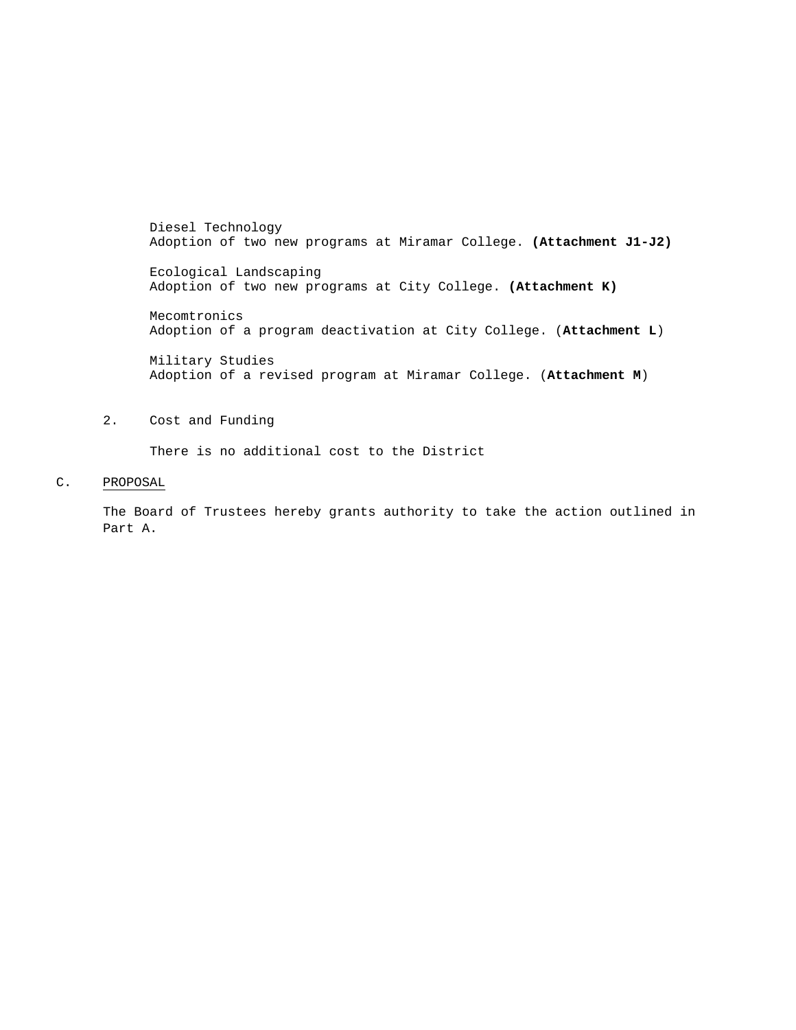Diesel Technology
Adoption of two new programs at Miramar College. **(Attachment J1-J2)**

Ecological Landscaping
Adoption of two new programs at City College. **(Attachment K)**

Mecomtronics
Adoption of a program deactivation at City College. (**Attachment L**)

Military Studies
Adoption of a revised program at Miramar College. (**Attachment M**)

2. Cost and Funding

There is no additional cost to the District

C. PROPOSAL

The Board of Trustees hereby grants authority to take the action outlined in Part A.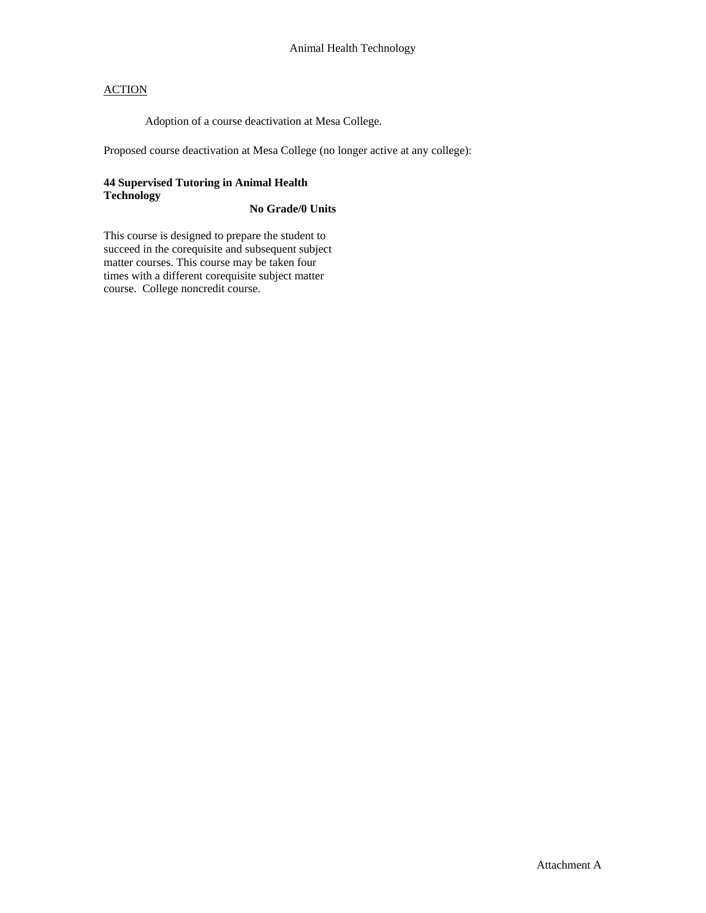Animal Health Technology

ACTION

Adoption of a course deactivation at Mesa College.

Proposed course deactivation at Mesa College (no longer active at any college):

**44 Supervised Tutoring in Animal Health Technology**

**No Grade/0 Units**

This course is designed to prepare the student to succeed in the corequisite and subsequent subject matter courses. This course may be taken four times with a different corequisite subject matter course. College noncredit course.

Attachment A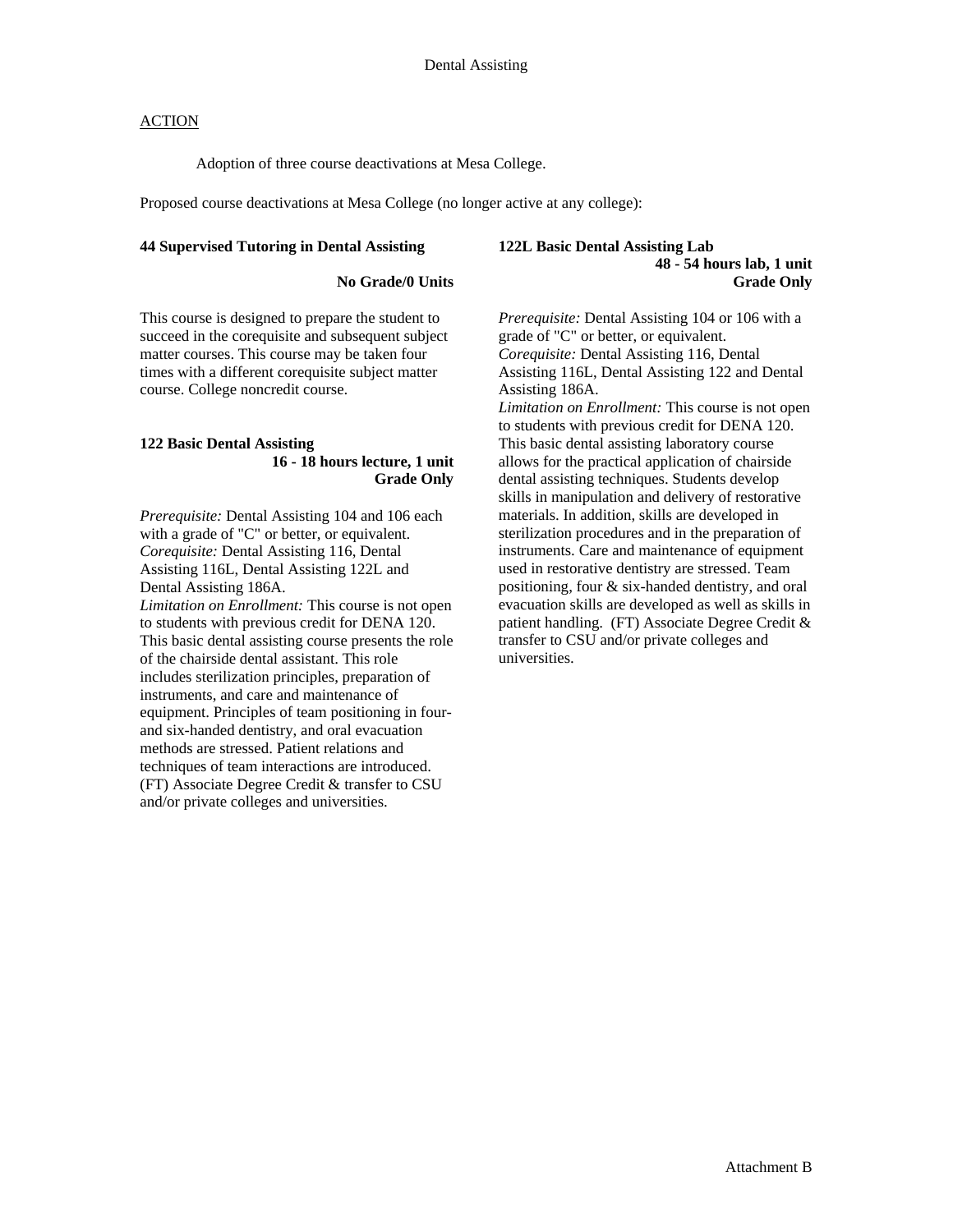# Dental Assisting

ACTION

Adoption of three course deactivations at Mesa College.

Proposed course deactivations at Mesa College (no longer active at any college):

**44 Supervised Tutoring in Dental Assisting**

**No Grade/0 Units**

This course is designed to prepare the student to succeed in the corequisite and subsequent subject matter courses. This course may be taken four times with a different corequisite subject matter course. College noncredit course.

**122 Basic Dental Assisting**

**16 - 18 hours lecture, 1 unit**
**Grade Only**

*Prerequisite:* Dental Assisting 104 and 106 each with a grade of "C" or better, or equivalent.
*Corequisite:* Dental Assisting 116, Dental Assisting 116L, Dental Assisting 122L and Dental Assisting 186A.
*Limitation on Enrollment:* This course is not open to students with previous credit for DENA 120.
This basic dental assisting course presents the role of the chairside dental assistant. This role includes sterilization principles, preparation of instruments, and care and maintenance of equipment. Principles of team positioning in four- and six-handed dentistry, and oral evacuation methods are stressed. Patient relations and techniques of team interactions are introduced. (FT) Associate Degree Credit & transfer to CSU and/or private colleges and universities.

**122L Basic Dental Assisting Lab**

**48 - 54 hours lab, 1 unit**
**Grade Only**

*Prerequisite:* Dental Assisting 104 or 106 with a grade of "C" or better, or equivalent.
*Corequisite:* Dental Assisting 116, Dental Assisting 116L, Dental Assisting 122 and Dental Assisting 186A.
*Limitation on Enrollment:* This course is not open to students with previous credit for DENA 120.
This basic dental assisting laboratory course allows for the practical application of chairside dental assisting techniques. Students develop skills in manipulation and delivery of restorative materials. In addition, skills are developed in sterilization procedures and in the preparation of instruments. Care and maintenance of equipment used in restorative dentistry are stressed. Team positioning, four & six-handed dentistry, and oral evacuation skills are developed as well as skills in patient handling. (FT) Associate Degree Credit & transfer to CSU and/or private colleges and universities.

Attachment B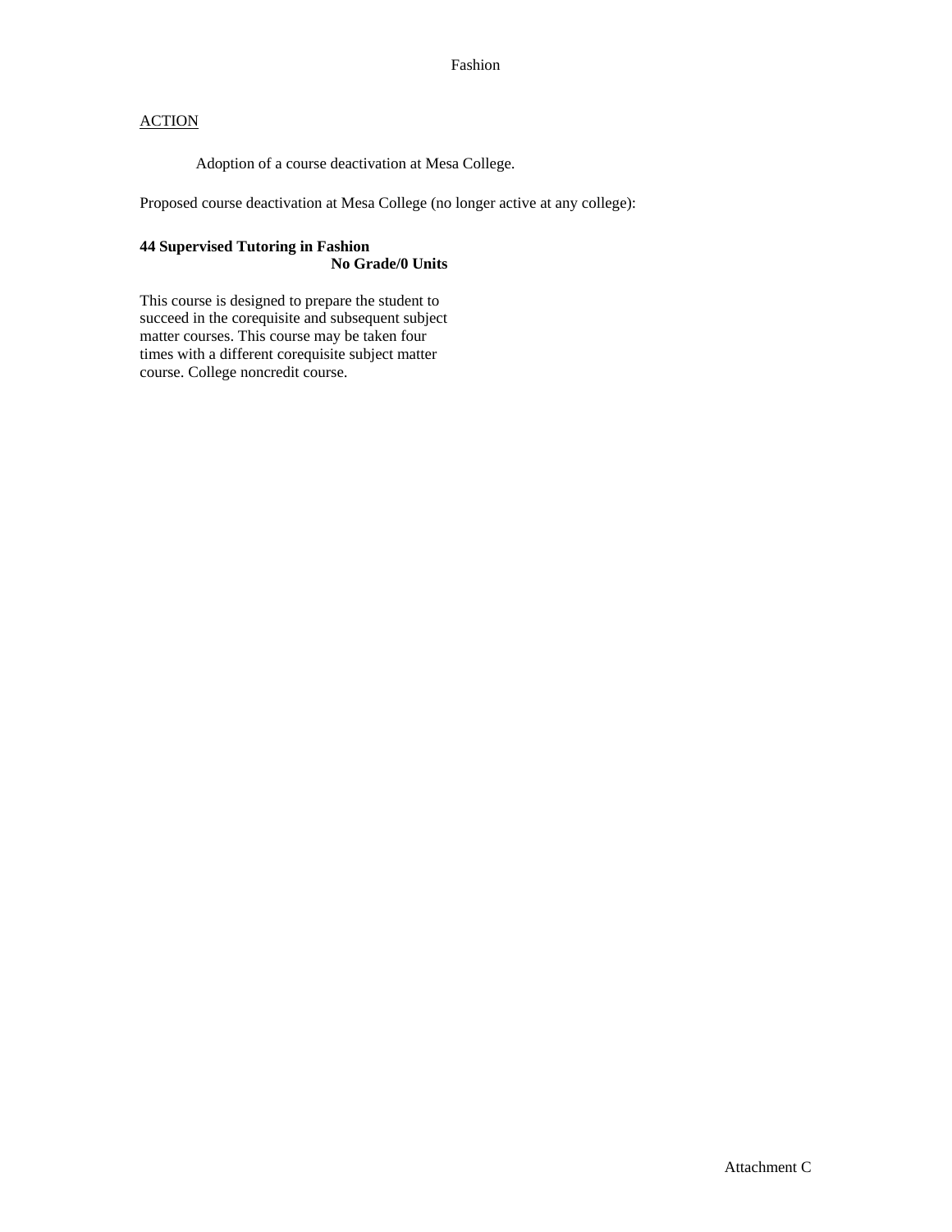Fashion

ACTION

Adoption of a course deactivation at Mesa College.

Proposed course deactivation at Mesa College (no longer active at any college):

**44 Supervised Tutoring in Fashion**
**No Grade/0 Units**

This course is designed to prepare the student to succeed in the corequisite and subsequent subject matter courses. This course may be taken four times with a different corequisite subject matter course. College noncredit course.

Attachment C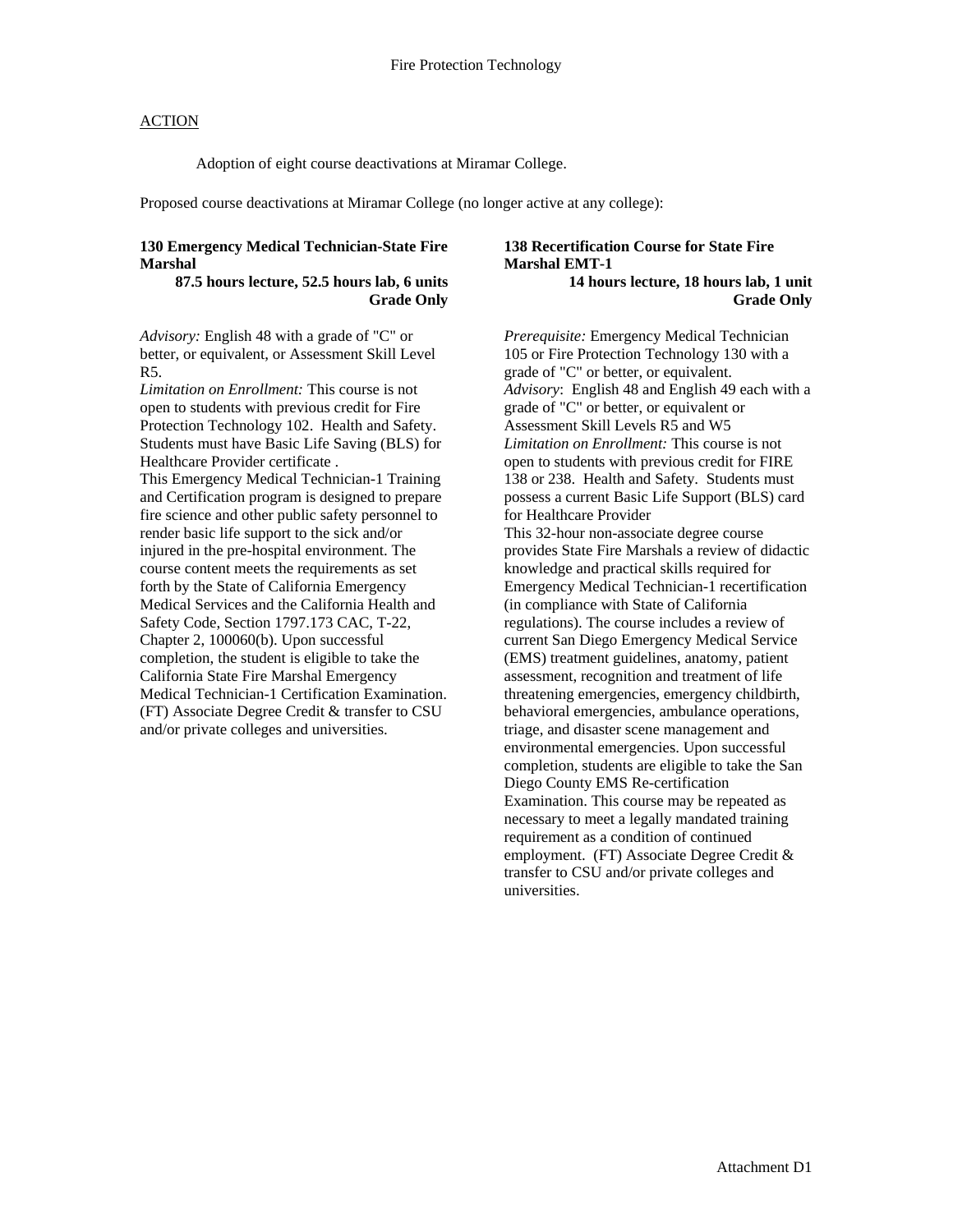Fire Protection Technology

ACTION

Adoption of eight course deactivations at Miramar College.

Proposed course deactivations at Miramar College (no longer active at any college):

**130 Emergency Medical Technician-State Fire Marshal**
**87.5 hours lecture, 52.5 hours lab, 6 units**
**Grade Only**

*Advisory:* English 48 with a grade of "C" or better, or equivalent, or Assessment Skill Level R5.
*Limitation on Enrollment:* This course is not open to students with previous credit for Fire Protection Technology 102. Health and Safety. Students must have Basic Life Saving (BLS) for Healthcare Provider certificate .
This Emergency Medical Technician-1 Training and Certification program is designed to prepare fire science and other public safety personnel to render basic life support to the sick and/or injured in the pre-hospital environment. The course content meets the requirements as set forth by the State of California Emergency Medical Services and the California Health and Safety Code, Section 1797.173 CAC, T-22, Chapter 2, 100060(b). Upon successful completion, the student is eligible to take the California State Fire Marshal Emergency Medical Technician-1 Certification Examination. (FT) Associate Degree Credit & transfer to CSU and/or private colleges and universities.

**138 Recertification Course for State Fire Marshal EMT-1**
**14 hours lecture, 18 hours lab, 1 unit**
**Grade Only**

*Prerequisite:* Emergency Medical Technician 105 or Fire Protection Technology 130 with a grade of "C" or better, or equivalent.
*Advisory*: English 48 and English 49 each with a grade of "C" or better, or equivalent or Assessment Skill Levels R5 and W5
*Limitation on Enrollment:* This course is not open to students with previous credit for FIRE 138 or 238. Health and Safety. Students must possess a current Basic Life Support (BLS) card for Healthcare Provider
This 32-hour non-associate degree course provides State Fire Marshals a review of didactic knowledge and practical skills required for Emergency Medical Technician-1 recertification (in compliance with State of California regulations). The course includes a review of current San Diego Emergency Medical Service (EMS) treatment guidelines, anatomy, patient assessment, recognition and treatment of life threatening emergencies, emergency childbirth, behavioral emergencies, ambulance operations, triage, and disaster scene management and environmental emergencies. Upon successful completion, students are eligible to take the San Diego County EMS Re-certification Examination. This course may be repeated as necessary to meet a legally mandated training requirement as a condition of continued employment. (FT) Associate Degree Credit & transfer to CSU and/or private colleges and universities.

Attachment D1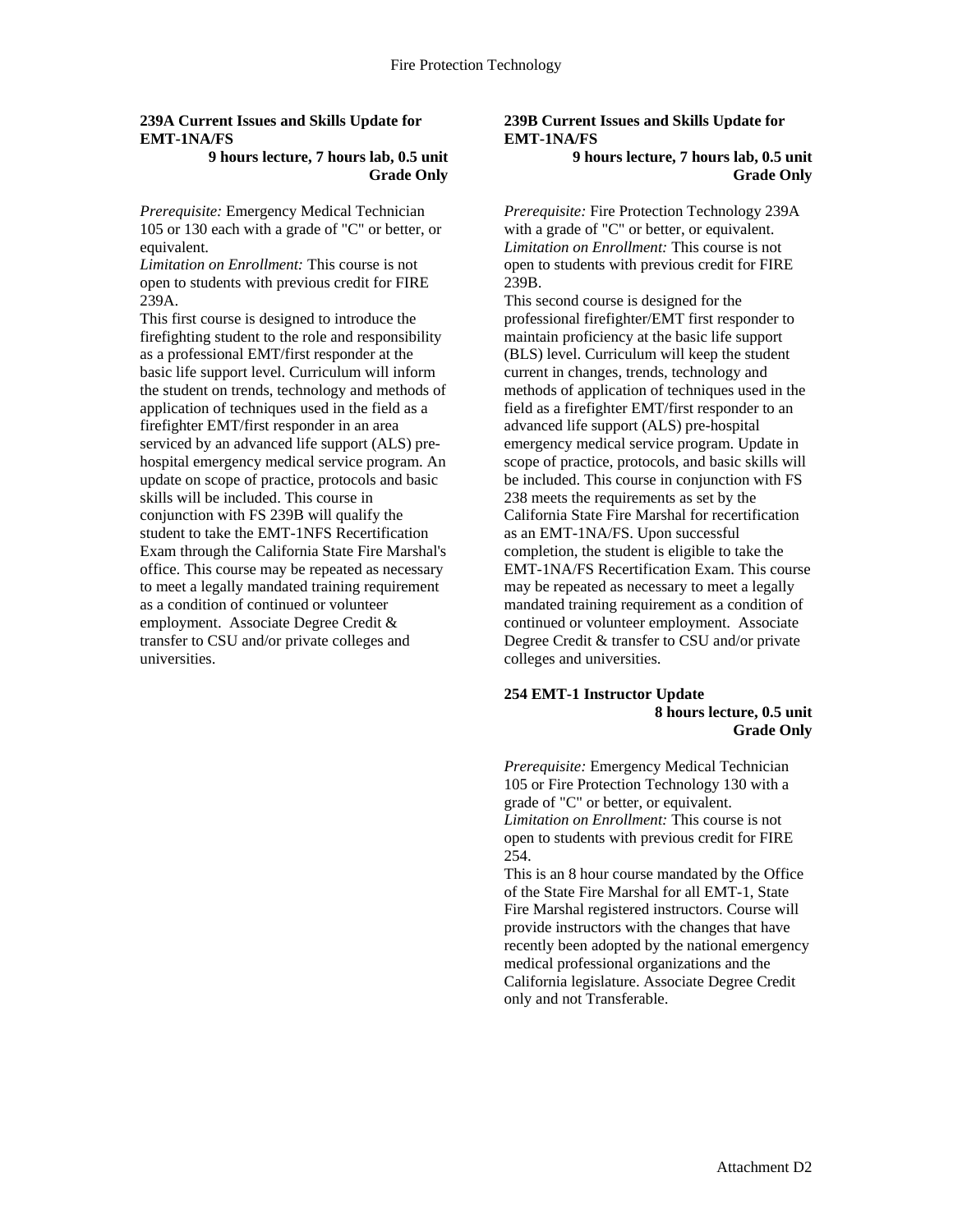### 239A Current Issues and Skills Update for EMT-1NA/FS

**9 hours lecture, 7 hours lab, 0.5 unit**
**Grade Only**

*Prerequisite:* Emergency Medical Technician 105 or 130 each with a grade of "C" or better, or equivalent.
*Limitation on Enrollment:* This course is not open to students with previous credit for FIRE 239A.
This first course is designed to introduce the firefighting student to the role and responsibility as a professional EMT/first responder at the basic life support level. Curriculum will inform the student on trends, technology and methods of application of techniques used in the field as a firefighter EMT/first responder in an area serviced by an advanced life support (ALS) pre-hospital emergency medical service program. An update on scope of practice, protocols and basic skills will be included. This course in conjunction with FS 239B will qualify the student to take the EMT-1NFS Recertification Exam through the California State Fire Marshal's office. This course may be repeated as necessary to meet a legally mandated training requirement as a condition of continued or volunteer employment. Associate Degree Credit & transfer to CSU and/or private colleges and universities.

### 239B Current Issues and Skills Update for EMT-1NA/FS

**9 hours lecture, 7 hours lab, 0.5 unit**
**Grade Only**

*Prerequisite:* Fire Protection Technology 239A with a grade of "C" or better, or equivalent.
*Limitation on Enrollment:* This course is not open to students with previous credit for FIRE 239B.
This second course is designed for the professional firefighter/EMT first responder to maintain proficiency at the basic life support (BLS) level. Curriculum will keep the student current in changes, trends, technology and methods of application of techniques used in the field as a firefighter EMT/first responder to an advanced life support (ALS) pre-hospital emergency medical service program. Update in scope of practice, protocols, and basic skills will be included. This course in conjunction with FS 238 meets the requirements as set by the California State Fire Marshal for recertification as an EMT-1NA/FS. Upon successful completion, the student is eligible to take the EMT-1NA/FS Recertification Exam. This course may be repeated as necessary to meet a legally mandated training requirement as a condition of continued or volunteer employment. Associate Degree Credit & transfer to CSU and/or private colleges and universities.

### 254 EMT-1 Instructor Update

**8 hours lecture, 0.5 unit**
**Grade Only**

*Prerequisite:* Emergency Medical Technician 105 or Fire Protection Technology 130 with a grade of "C" or better, or equivalent.
*Limitation on Enrollment:* This course is not open to students with previous credit for FIRE 254.
This is an 8 hour course mandated by the Office of the State Fire Marshal for all EMT-1, State Fire Marshal registered instructors. Course will provide instructors with the changes that have recently been adopted by the national emergency medical professional organizations and the California legislature. Associate Degree Credit only and not Transferable.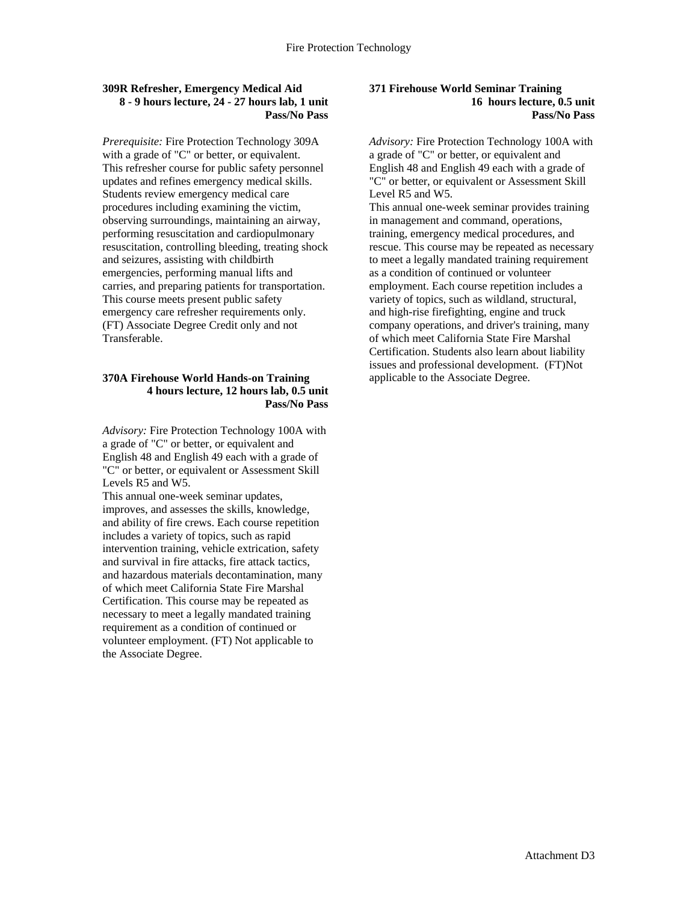### 309R Refresher, Emergency Medical Aid

**8 - 9 hours lecture, 24 - 27 hours lab, 1 unit**
**Pass/No Pass**

*Prerequisite:* Fire Protection Technology 309A with a grade of "C" or better, or equivalent.
This refresher course for public safety personnel updates and refines emergency medical skills. Students review emergency medical care procedures including examining the victim, observing surroundings, maintaining an airway, performing resuscitation and cardiopulmonary resuscitation, controlling bleeding, treating shock and seizures, assisting with childbirth emergencies, performing manual lifts and carries, and preparing patients for transportation. This course meets present public safety emergency care refresher requirements only. (FT) Associate Degree Credit only and not Transferable.

### 370A Firehouse World Hands-on Training

**4 hours lecture, 12 hours lab, 0.5 unit**
**Pass/No Pass**

*Advisory:* Fire Protection Technology 100A with a grade of "C" or better, or equivalent and English 48 and English 49 each with a grade of "C" or better, or equivalent or Assessment Skill Levels R5 and W5.
This annual one-week seminar updates, improves, and assesses the skills, knowledge, and ability of fire crews. Each course repetition includes a variety of topics, such as rapid intervention training, vehicle extrication, safety and survival in fire attacks, fire attack tactics, and hazardous materials decontamination, many of which meet California State Fire Marshal Certification. This course may be repeated as necessary to meet a legally mandated training requirement as a condition of continued or volunteer employment. (FT) Not applicable to the Associate Degree.

### 371 Firehouse World Seminar Training

**16 hours lecture, 0.5 unit**
**Pass/No Pass**

*Advisory:* Fire Protection Technology 100A with a grade of "C" or better, or equivalent and English 48 and English 49 each with a grade of "C" or better, or equivalent or Assessment Skill Level R5 and W5.
This annual one-week seminar provides training in management and command, operations, training, emergency medical procedures, and rescue. This course may be repeated as necessary to meet a legally mandated training requirement as a condition of continued or volunteer employment. Each course repetition includes a variety of topics, such as wildland, structural, and high-rise firefighting, engine and truck company operations, and driver's training, many of which meet California State Fire Marshal Certification. Students also learn about liability issues and professional development. (FT)Not applicable to the Associate Degree.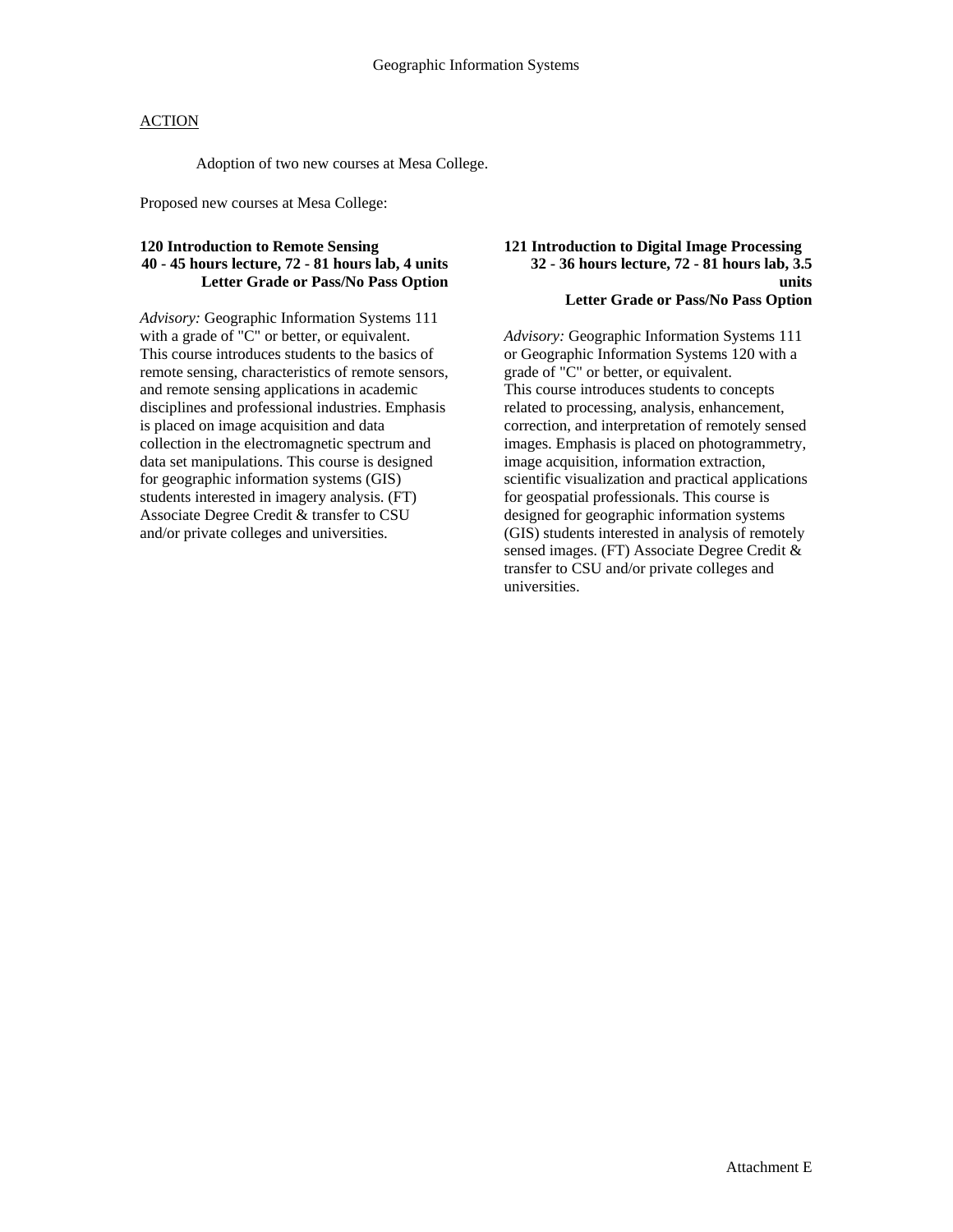# Geographic Information Systems

ACTION

Adoption of two new courses at Mesa College.

Proposed new courses at Mesa College:

**120 Introduction to Remote Sensing**
**40 - 45 hours lecture, 72 - 81 hours lab, 4 units**
**Letter Grade or Pass/No Pass Option**

*Advisory:* Geographic Information Systems 111 with a grade of "C" or better, or equivalent.
This course introduces students to the basics of remote sensing, characteristics of remote sensors, and remote sensing applications in academic disciplines and professional industries. Emphasis is placed on image acquisition and data collection in the electromagnetic spectrum and data set manipulations. This course is designed for geographic information systems (GIS) students interested in imagery analysis. (FT) Associate Degree Credit & transfer to CSU and/or private colleges and universities.

**121 Introduction to Digital Image Processing**
**32 - 36 hours lecture, 72 - 81 hours lab, 3.5 units**
**Letter Grade or Pass/No Pass Option**

*Advisory:* Geographic Information Systems 111 or Geographic Information Systems 120 with a grade of "C" or better, or equivalent.
This course introduces students to concepts related to processing, analysis, enhancement, correction, and interpretation of remotely sensed images. Emphasis is placed on photogrammetry, image acquisition, information extraction, scientific visualization and practical applications for geospatial professionals. This course is designed for geographic information systems (GIS) students interested in analysis of remotely sensed images. (FT) Associate Degree Credit & transfer to CSU and/or private colleges and universities.

Attachment E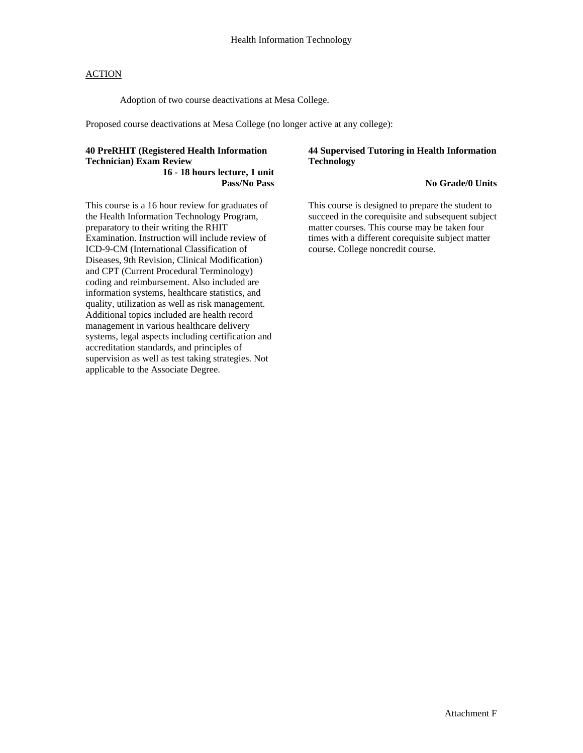## Health Information Technology

ACTION

Adoption of two course deactivations at Mesa College.

Proposed course deactivations at Mesa College (no longer active at any college):

**40 PreRHIT (Registered Health Information Technician) Exam Review**
**16 - 18 hours lecture, 1 unit**
**Pass/No Pass**

This course is a 16 hour review for graduates of the Health Information Technology Program, preparatory to their writing the RHIT Examination. Instruction will include review of ICD-9-CM (International Classification of Diseases, 9th Revision, Clinical Modification) and CPT (Current Procedural Terminology) coding and reimbursement. Also included are information systems, healthcare statistics, and quality, utilization as well as risk management. Additional topics included are health record management in various healthcare delivery systems, legal aspects including certification and accreditation standards, and principles of supervision as well as test taking strategies. Not applicable to the Associate Degree.

**44 Supervised Tutoring in Health Information Technology**
**No Grade/0 Units**

This course is designed to prepare the student to succeed in the corequisite and subsequent subject matter courses. This course may be taken four times with a different corequisite subject matter course. College noncredit course.

Attachment F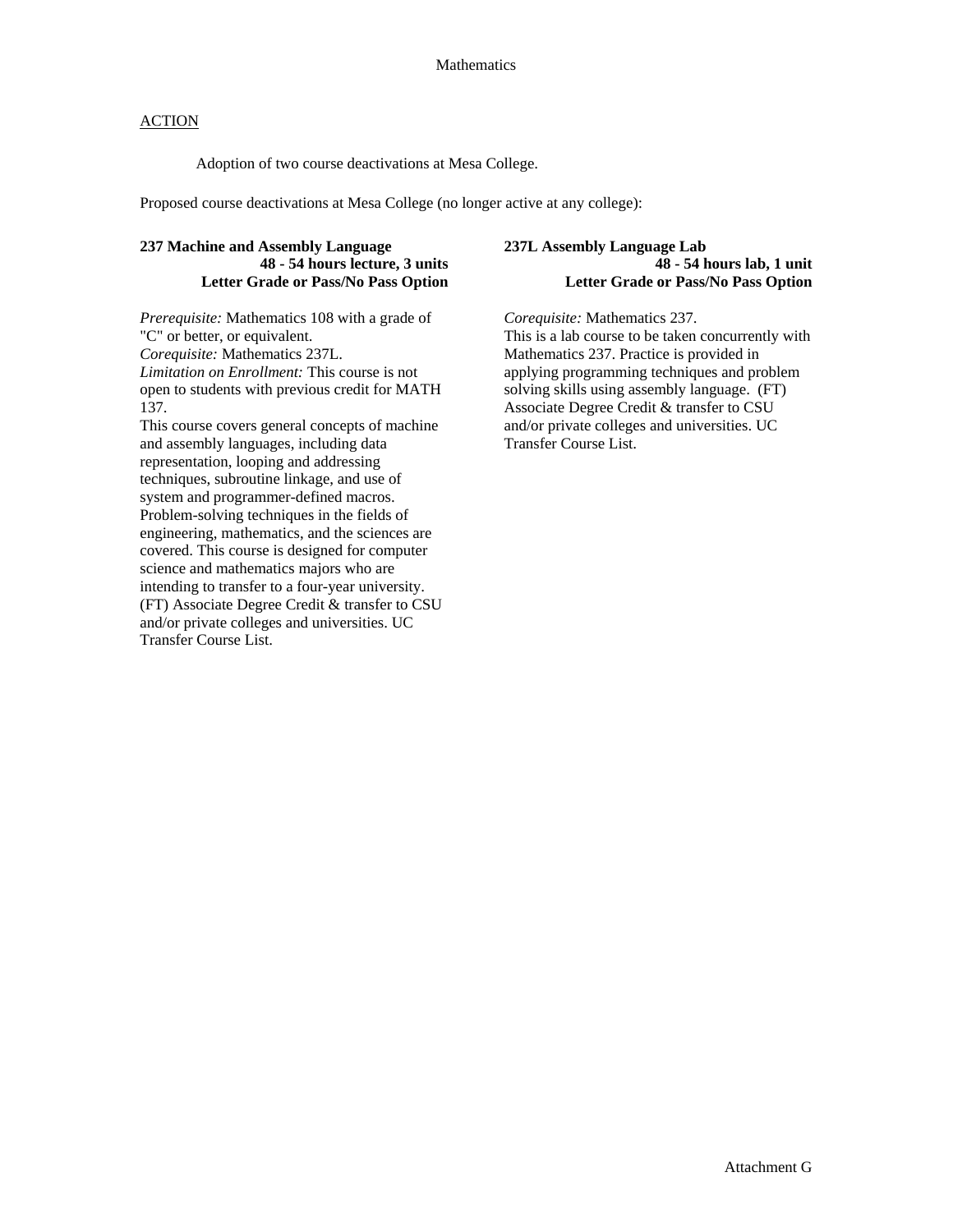# Mathematics

ACTION

Adoption of two course deactivations at Mesa College.

Proposed course deactivations at Mesa College (no longer active at any college):

**237 Machine and Assembly Language**
**48 - 54 hours lecture, 3 units**
**Letter Grade or Pass/No Pass Option**

*Prerequisite:* Mathematics 108 with a grade of "C" or better, or equivalent.
*Corequisite:* Mathematics 237L.
*Limitation on Enrollment:* This course is not open to students with previous credit for MATH 137.
This course covers general concepts of machine and assembly languages, including data representation, looping and addressing techniques, subroutine linkage, and use of system and programmer-defined macros. Problem-solving techniques in the fields of engineering, mathematics, and the sciences are covered. This course is designed for computer science and mathematics majors who are intending to transfer to a four-year university. (FT) Associate Degree Credit & transfer to CSU and/or private colleges and universities. UC Transfer Course List.

**237L Assembly Language Lab**
**48 - 54 hours lab, 1 unit**
**Letter Grade or Pass/No Pass Option**

*Corequisite:* Mathematics 237.
This is a lab course to be taken concurrently with Mathematics 237. Practice is provided in applying programming techniques and problem solving skills using assembly language. (FT) Associate Degree Credit & transfer to CSU and/or private colleges and universities. UC Transfer Course List.

Attachment G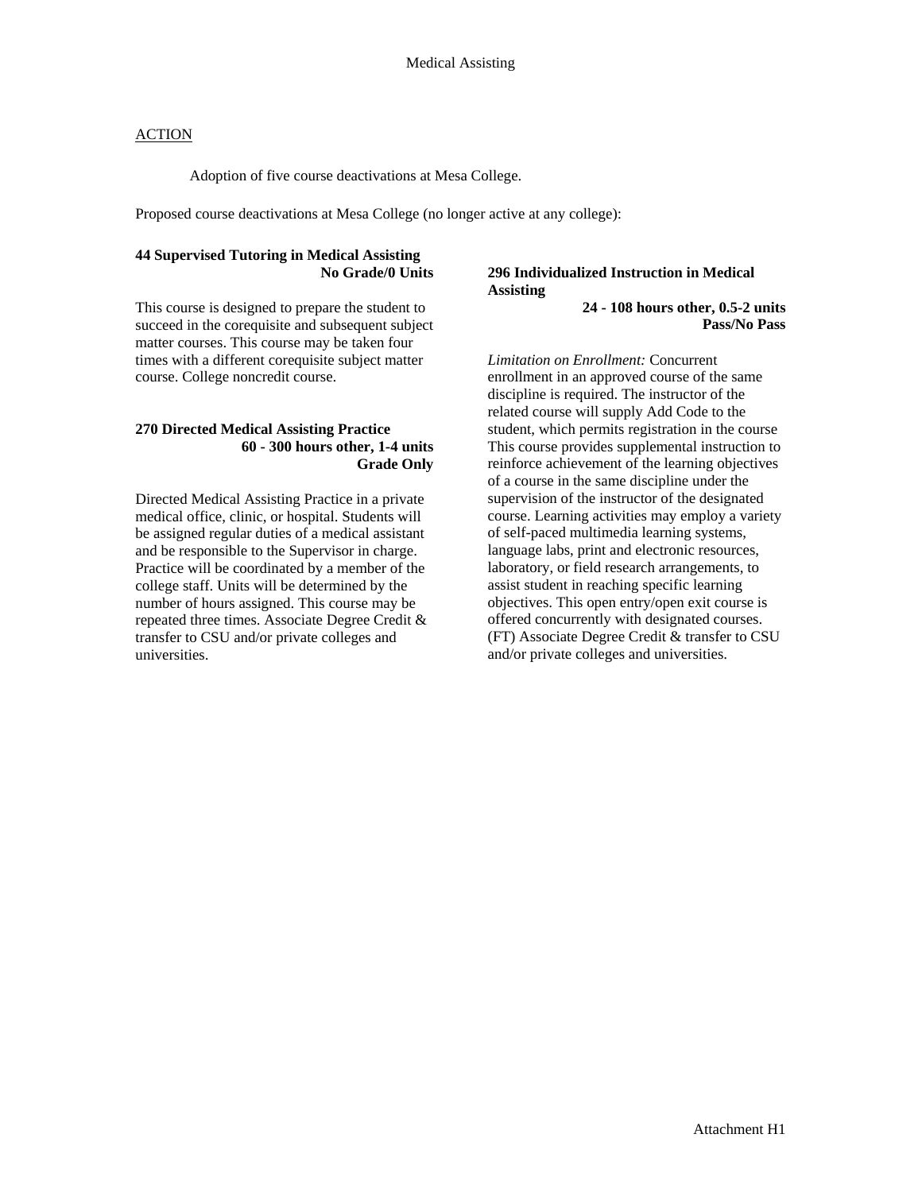Medical Assisting

ACTION

Adoption of five course deactivations at Mesa College.

Proposed course deactivations at Mesa College (no longer active at any college):

**44 Supervised Tutoring in Medical Assisting**
**No Grade/0 Units**

This course is designed to prepare the student to succeed in the corequisite and subsequent subject matter courses. This course may be taken four times with a different corequisite subject matter course. College noncredit course.

**270 Directed Medical Assisting Practice**
**60 - 300 hours other, 1-4 units**
**Grade Only**

Directed Medical Assisting Practice in a private medical office, clinic, or hospital. Students will be assigned regular duties of a medical assistant and be responsible to the Supervisor in charge. Practice will be coordinated by a member of the college staff. Units will be determined by the number of hours assigned. This course may be repeated three times. Associate Degree Credit & transfer to CSU and/or private colleges and universities.

**296 Individualized Instruction in Medical Assisting**
**24 - 108 hours other, 0.5-2 units**
**Pass/No Pass**

*Limitation on Enrollment:* Concurrent enrollment in an approved course of the same discipline is required. The instructor of the related course will supply Add Code to the student, which permits registration in the course This course provides supplemental instruction to reinforce achievement of the learning objectives of a course in the same discipline under the supervision of the instructor of the designated course. Learning activities may employ a variety of self-paced multimedia learning systems, language labs, print and electronic resources, laboratory, or field research arrangements, to assist student in reaching specific learning objectives. This open entry/open exit course is offered concurrently with designated courses. (FT) Associate Degree Credit & transfer to CSU and/or private colleges and universities.

Attachment H1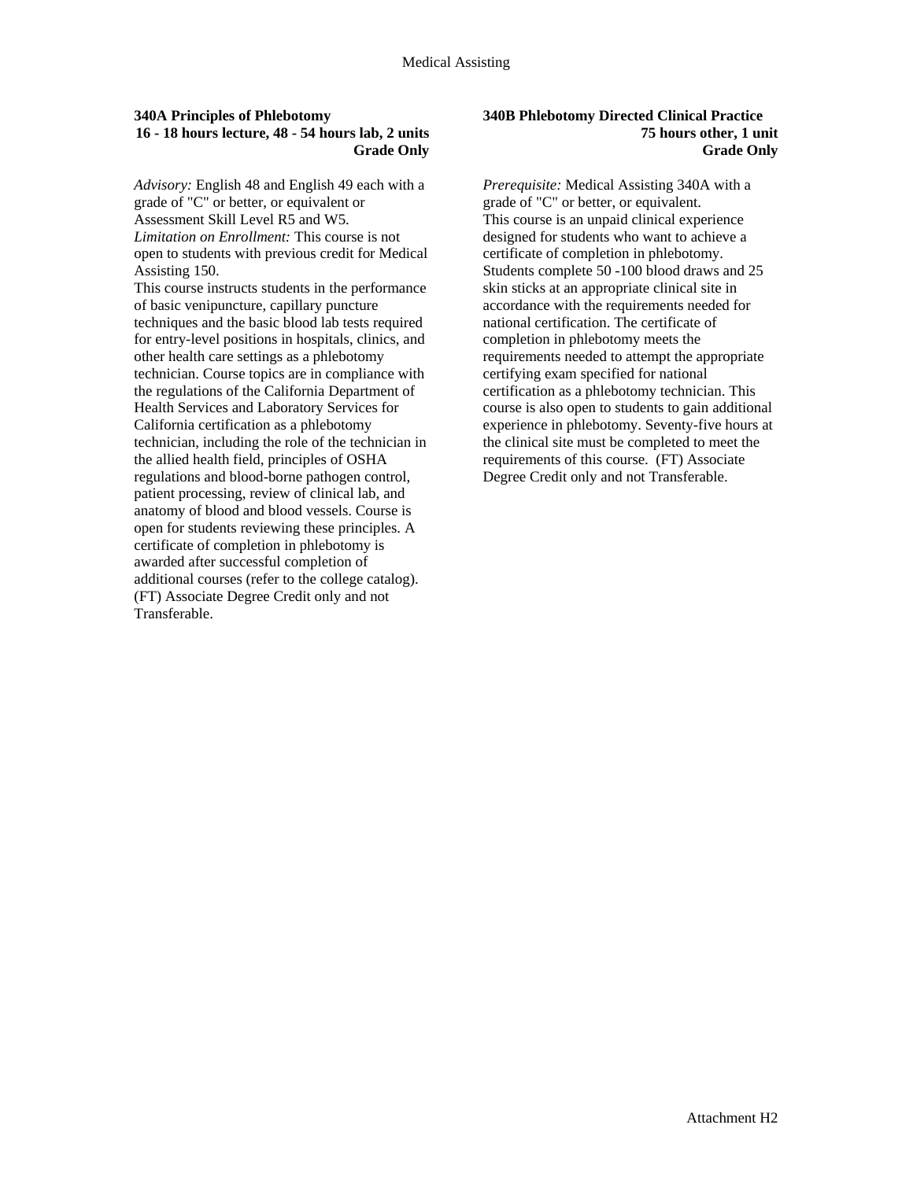# Medical Assisting

### 340A Principles of Phlebotomy

**16 - 18 hours lecture, 48 - 54 hours lab, 2 units**
**Grade Only**

*Advisory:* English 48 and English 49 each with a grade of "C" or better, or equivalent or Assessment Skill Level R5 and W5.
*Limitation on Enrollment:* This course is not open to students with previous credit for Medical Assisting 150.
This course instructs students in the performance of basic venipuncture, capillary puncture techniques and the basic blood lab tests required for entry-level positions in hospitals, clinics, and other health care settings as a phlebotomy technician. Course topics are in compliance with the regulations of the California Department of Health Services and Laboratory Services for California certification as a phlebotomy technician, including the role of the technician in the allied health field, principles of OSHA regulations and blood-borne pathogen control, patient processing, review of clinical lab, and anatomy of blood and blood vessels. Course is open for students reviewing these principles. A certificate of completion in phlebotomy is awarded after successful completion of additional courses (refer to the college catalog). (FT) Associate Degree Credit only and not Transferable.

### 340B Phlebotomy Directed Clinical Practice

**75 hours other, 1 unit**
**Grade Only**

*Prerequisite:* Medical Assisting 340A with a grade of "C" or better, or equivalent.
This course is an unpaid clinical experience designed for students who want to achieve a certificate of completion in phlebotomy. Students complete 50 -100 blood draws and 25 skin sticks at an appropriate clinical site in accordance with the requirements needed for national certification. The certificate of completion in phlebotomy meets the requirements needed to attempt the appropriate certifying exam specified for national certification as a phlebotomy technician. This course is also open to students to gain additional experience in phlebotomy. Seventy-five hours at the clinical site must be completed to meet the requirements of this course. (FT) Associate Degree Credit only and not Transferable.

Attachment H2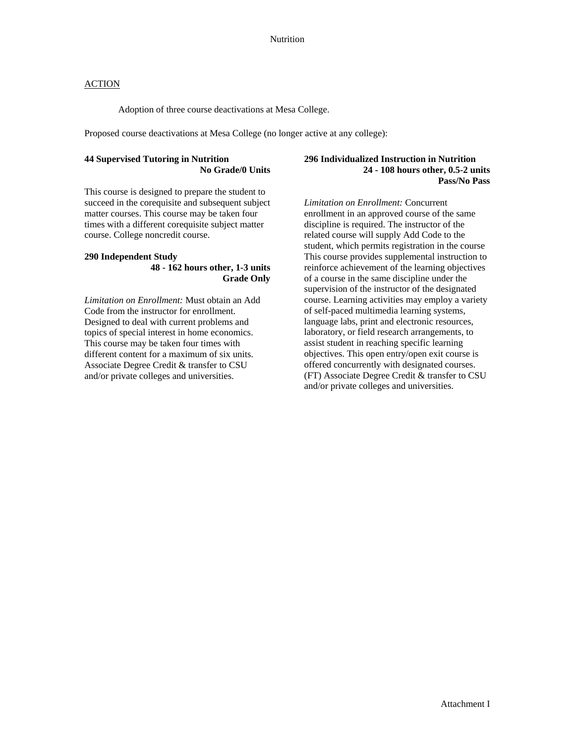## Nutrition

ACTION

Adoption of three course deactivations at Mesa College.

Proposed course deactivations at Mesa College (no longer active at any college):

**44 Supervised Tutoring in Nutrition**
**No Grade/0 Units**

This course is designed to prepare the student to succeed in the corequisite and subsequent subject matter courses. This course may be taken four times with a different corequisite subject matter course. College noncredit course.

**290 Independent Study**
**48 - 162 hours other, 1-3 units**
**Grade Only**

*Limitation on Enrollment:* Must obtain an Add Code from the instructor for enrollment. Designed to deal with current problems and topics of special interest in home economics. This course may be taken four times with different content for a maximum of six units. Associate Degree Credit & transfer to CSU and/or private colleges and universities.

**296 Individualized Instruction in Nutrition**
**24 - 108 hours other, 0.5-2 units**
**Pass/No Pass**

*Limitation on Enrollment:* Concurrent enrollment in an approved course of the same discipline is required. The instructor of the related course will supply Add Code to the student, which permits registration in the course This course provides supplemental instruction to reinforce achievement of the learning objectives of a course in the same discipline under the supervision of the instructor of the designated course. Learning activities may employ a variety of self-paced multimedia learning systems, language labs, print and electronic resources, laboratory, or field research arrangements, to assist student in reaching specific learning objectives. This open entry/open exit course is offered concurrently with designated courses. (FT) Associate Degree Credit & transfer to CSU and/or private colleges and universities.

Attachment I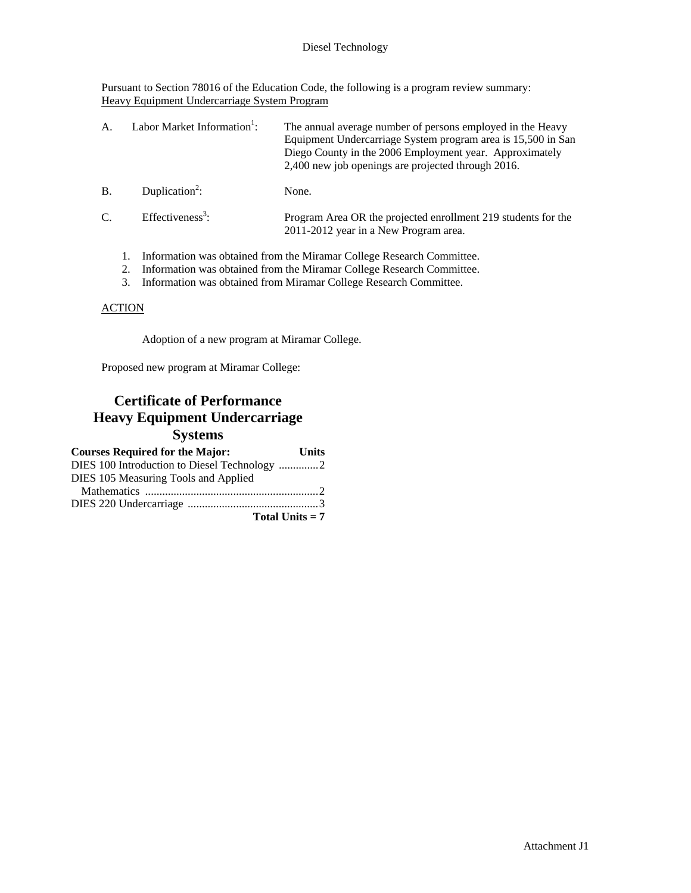Diesel Technology

Pursuant to Section 78016 of the Education Code, the following is a program review summary:
Heavy Equipment Undercarriage System Program

A. Labor Market Information[1]: The annual average number of persons employed in the Heavy Equipment Undercarriage System program area is 15,500 in San Diego County in the 2006 Employment year. Approximately 2,400 new job openings are projected through 2016.

B. Duplication[2]: None.

C. Effectiveness[3]: Program Area OR the projected enrollment 219 students for the 2011-2012 year in a New Program area.

1. Information was obtained from the Miramar College Research Committee.
2. Information was obtained from the Miramar College Research Committee.
3. Information was obtained from Miramar College Research Committee.

ACTION

Adoption of a new program at Miramar College.

Proposed new program at Miramar College:

## Certificate of Performance Heavy Equipment Undercarriage Systems

| Courses Required for the Major: | Units |
|---|---|
| DIES 100 Introduction to Diesel Technology | 2 |
| DIES 105 Measuring Tools and Applied Mathematics | 2 |
| DIES 220 Undercarriage | 3 |
| **Total Units = 7** | |

Attachment J1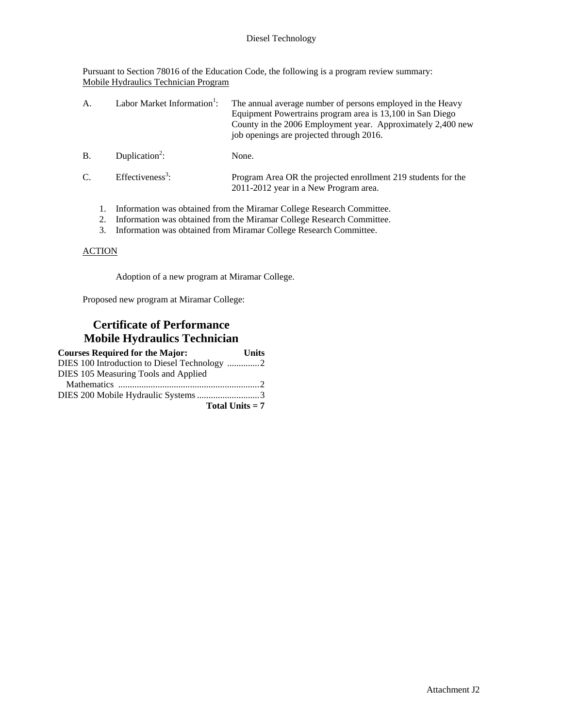Diesel Technology

Pursuant to Section 78016 of the Education Code, the following is a program review summary:
Mobile Hydraulics Technician Program

A. Labor Market Information[1]: The annual average number of persons employed in the Heavy Equipment Powertrains program area is 13,100 in San Diego County in the 2006 Employment year. Approximately 2,400 new job openings are projected through 2016.

B. Duplication[2]: None.

C. Effectiveness[3]: Program Area OR the projected enrollment 219 students for the 2011-2012 year in a New Program area.

1. Information was obtained from the Miramar College Research Committee.
2. Information was obtained from the Miramar College Research Committee.
3. Information was obtained from Miramar College Research Committee.

ACTION

Adoption of a new program at Miramar College.

Proposed new program at Miramar College:

## Certificate of Performance
## Mobile Hydraulics Technician

| Courses Required for the Major: | Units |
|---|---|
| DIES 100 Introduction to Diesel Technology | 2 |
| DIES 105 Measuring Tools and Applied Mathematics | 2 |
| DIES 200 Mobile Hydraulic Systems | 3 |
| **Total Units = 7** | |

Attachment J2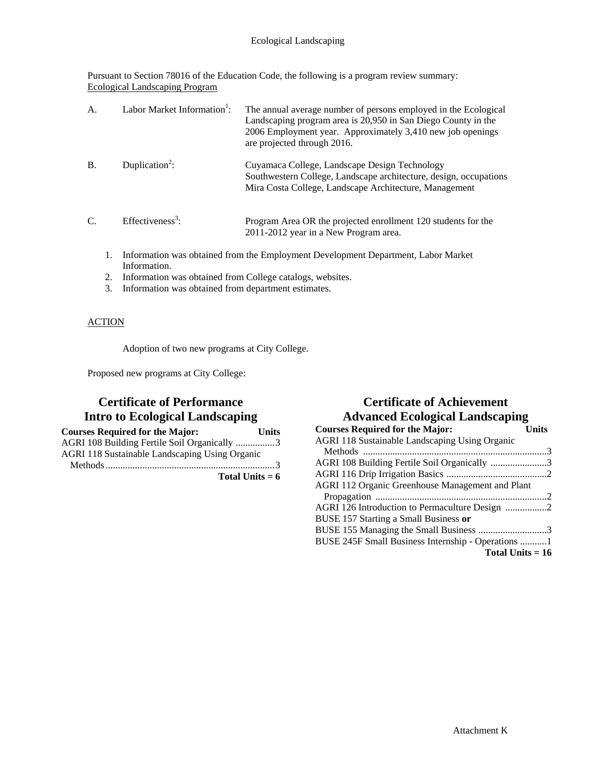# Ecological Landscaping

Pursuant to Section 78016 of the Education Code, the following is a program review summary:
Ecological Landscaping Program

A. Labor Market Information[1]: The annual average number of persons employed in the Ecological Landscaping program area is 20,950 in San Diego County in the 2006 Employment year. Approximately 3,410 new job openings are projected through 2016.

B. Duplication[2]: Cuyamaca College, Landscape Design Technology
Southwestern College, Landscape architecture, design, occupations
Mira Costa College, Landscape Architecture, Management

C. Effectiveness[3]: Program Area OR the projected enrollment 120 students for the 2011-2012 year in a New Program area.

1. Information was obtained from the Employment Development Department, Labor Market Information.
2. Information was obtained from College catalogs, websites.
3. Information was obtained from department estimates.

ACTION

Adoption of two new programs at City College.

Proposed new programs at City College:

## Certificate of Performance
## Intro to Ecological Landscaping

| Courses Required for the Major: | Units |
|---|---|
| AGRI 108 Building Fertile Soil Organically | 3 |
| AGRI 118 Sustainable Landscaping Using Organic Methods | 3 |
| **Total Units = 6** | |

## Certificate of Achievement
## Advanced Ecological Landscaping

| Courses Required for the Major: | Units |
|---|---|
| AGRI 118 Sustainable Landscaping Using Organic Methods | 3 |
| AGRI 108 Building Fertile Soil Organically | 3 |
| AGRI 116 Drip Irrigation Basics | 2 |
| AGRI 112 Organic Greenhouse Management and Plant Propagation | 2 |
| AGRI 126 Introduction to Permaculture Design | 2 |
| BUSE 157 Starting a Small Business **or** BUSE 155 Managing the Small Business | 3 |
| BUSE 245F Small Business Internship - Operations | 1 |
| **Total Units = 16** | |

Attachment K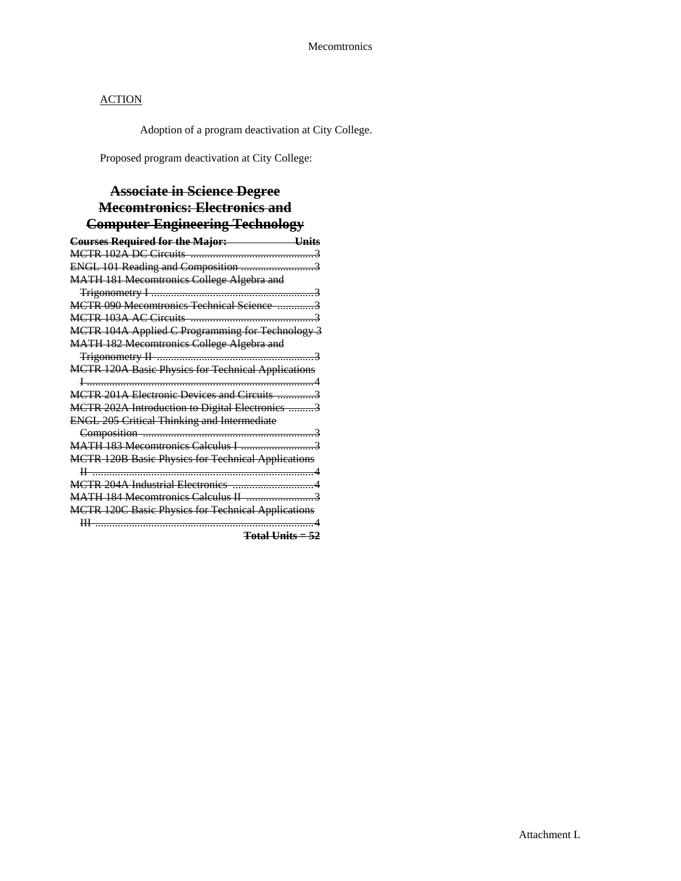ACTION

Adoption of a program deactivation at City College.

Proposed program deactivation at City College:

## ~~Associate in Science Degree Mecomtronics: Electronics and Computer Engineering Technology~~

| ~~Courses Required for the Major:~~ | ~~Units~~ |
|---|---|
| ~~MCTR 102A DC Circuits~~ | ~~3~~ |
| ~~ENGL 101 Reading and Composition~~ | ~~3~~ |
| ~~MATH 181 Mecomtronics College Algebra and Trigonometry I~~ | ~~3~~ |
| ~~MCTR 090 Mecomtronics Technical Science~~ | ~~3~~ |
| ~~MCTR 103A AC Circuits~~ | ~~3~~ |
| ~~MCTR 104A Applied C Programming for Technology~~ | ~~3~~ |
| ~~MATH 182 Mecomtronics College Algebra and Trigonometry II~~ | ~~3~~ |
| ~~MCTR 120A Basic Physics for Technical Applications I~~ | ~~4~~ |
| ~~MCTR 201A Electronic Devices and Circuits~~ | ~~3~~ |
| ~~MCTR 202A Introduction to Digital Electronics~~ | ~~3~~ |
| ~~ENGL 205 Critical Thinking and Intermediate Composition~~ | ~~3~~ |
| ~~MATH 183 Mecomtronics Calculus I~~ | ~~3~~ |
| ~~MCTR 120B Basic Physics for Technical Applications II~~ | ~~4~~ |
| ~~MCTR 204A Industrial Electronics~~ | ~~4~~ |
| ~~MATH 184 Mecomtronics Calculus II~~ | ~~3~~ |
| ~~MCTR 120C Basic Physics for Technical Applications III~~ | ~~4~~ |
| | ~~**Total Units = 52**~~ |

Attachment L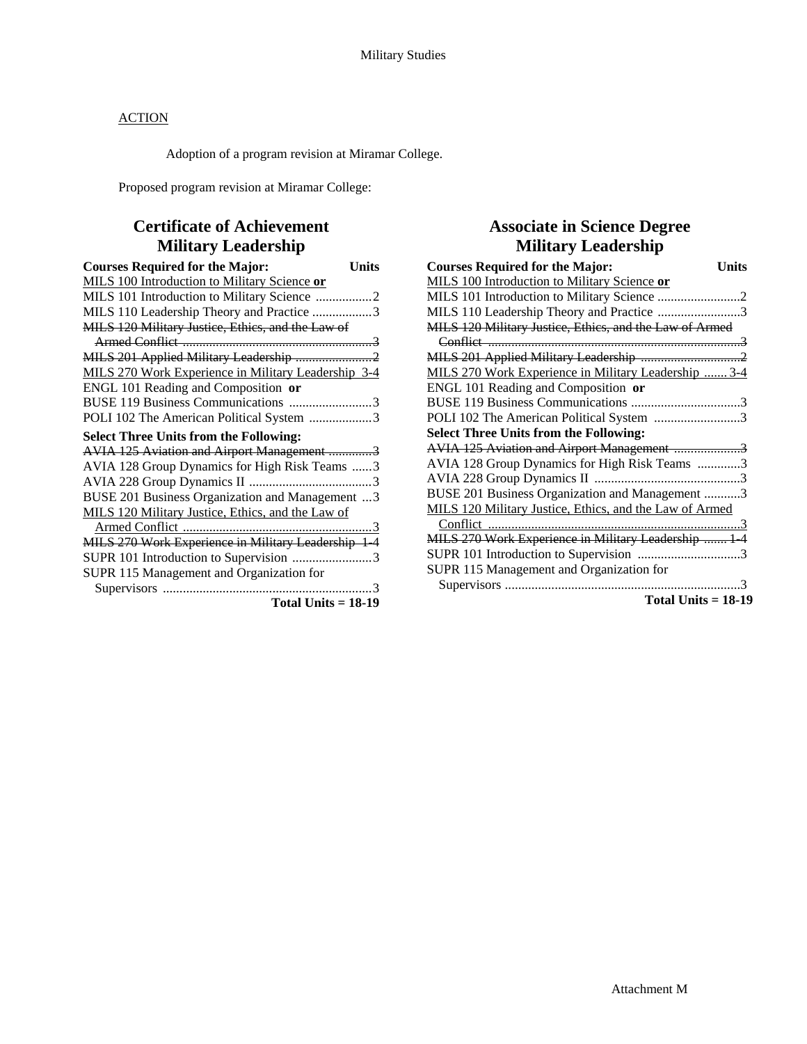ACTION

Adoption of a program revision at Miramar College.

Proposed program revision at Miramar College:

## Certificate of Achievement Military Leadership

| Courses Required for the Major: | Units |
|---|---|
| MILS 100 Introduction to Military Science **or** | |
| MILS 101 Introduction to Military Science | 2 |
| MILS 110 Leadership Theory and Practice | 3 |
| ~~MILS 120 Military Justice, Ethics, and the Law of Armed Conflict~~ | ~~3~~ |
| ~~MILS 201 Applied Military Leadership~~ | ~~2~~ |
| MILS 270 Work Experience in Military Leadership | 3-4 |
| ENGL 101 Reading and Composition **or** | |
| BUSE 119 Business Communications | 3 |
| POLI 102 The American Political System | 3 |
| **Select Three Units from the Following:** | |
| ~~AVIA 125 Aviation and Airport Management~~ | ~~3~~ |
| AVIA 128 Group Dynamics for High Risk Teams | 3 |
| AVIA 228 Group Dynamics II | 3 |
| BUSE 201 Business Organization and Management | 3 |
| MILS 120 Military Justice, Ethics, and the Law of Armed Conflict | 3 |
| ~~MILS 270 Work Experience in Military Leadership~~ | ~~1-4~~ |
| SUPR 101 Introduction to Supervision | 3 |
| SUPR 115 Management and Organization for Supervisors | 3 |
| **Total Units = 18-19** | |

## Associate in Science Degree Military Leadership

| Courses Required for the Major: | Units |
|---|---|
| MILS 100 Introduction to Military Science **or** | |
| MILS 101 Introduction to Military Science | 2 |
| MILS 110 Leadership Theory and Practice | 3 |
| ~~MILS 120 Military Justice, Ethics, and the Law of Armed Conflict~~ | ~~3~~ |
| ~~MILS 201 Applied Military Leadership~~ | ~~2~~ |
| MILS 270 Work Experience in Military Leadership | 3-4 |
| ENGL 101 Reading and Composition **or** | |
| BUSE 119 Business Communications | 3 |
| POLI 102 The American Political System | 3 |
| **Select Three Units from the Following:** | |
| ~~AVIA 125 Aviation and Airport Management~~ | ~~3~~ |
| AVIA 128 Group Dynamics for High Risk Teams | 3 |
| AVIA 228 Group Dynamics II | 3 |
| BUSE 201 Business Organization and Management | 3 |
| MILS 120 Military Justice, Ethics, and the Law of Armed Conflict | 3 |
| ~~MILS 270 Work Experience in Military Leadership~~ | ~~1-4~~ |
| SUPR 101 Introduction to Supervision | 3 |
| SUPR 115 Management and Organization for Supervisors | 3 |
| **Total Units = 18-19** | |

Attachment M